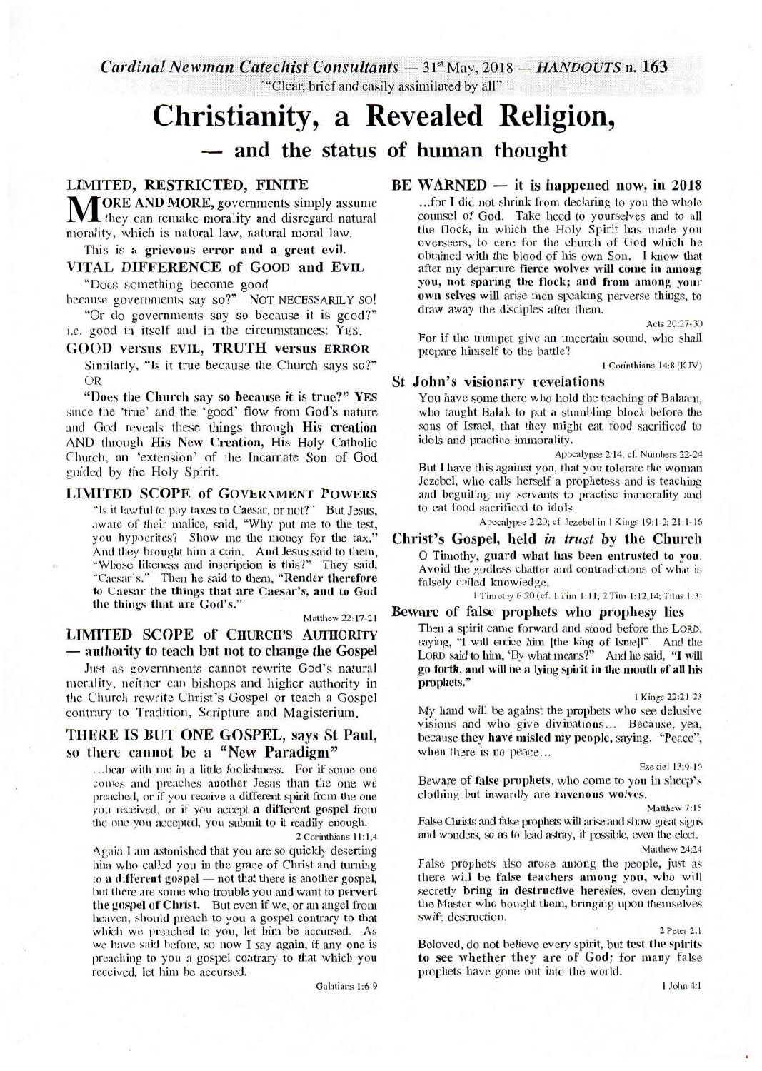*Cardinal Newman Catechist Consultants* — 31st May, 2018 — *HANDOUTS* n. 163

"Clear, brief and easily assimilated by all"

# Christianity, a Revealed Religion,
## — and the status of human thought

### LIMITED, RESTRICTED, FINITE

**MORE AND MORE,** governments simply assume they can remake morality and disregard natural morality, which is natural law, natural moral law.

This is **a grievous error and a great evil.**

### VITAL DIFFERENCE of GOOD and EVIL

"Does something become good because governments say so?" NOT NECESSARILY SO!

"Or do governments say so because it is good?" i.e. good in itself and in the circumstances: YES.

### GOOD versus EVIL, TRUTH versus ERROR

Similarly, "Is it true because the Church says so?" OR

**"Does the Church say so because it is true?" YES** since the 'true' and the 'good' flow from God's nature and God reveals these things through **His creation** AND through **His New Creation,** His Holy Catholic Church, an 'extension' of the Incarnate Son of God guided by the Holy Spirit.

### LIMITED SCOPE of GOVERNMENT POWERS

"Is it lawful to pay taxes to Caesar, or not?" But Jesus, aware of their malice, said, "Why put me to the test, you hypocrites? Show me the money for the tax." And they brought him a coin. And Jesus said to them, "Whose likeness and inscription is this?" They said, "Caesar's." Then he said to them, **"Render therefore to Caesar the things that are Caesar's, and to God the things that are God's."**

Matthew 22:17-21

### LIMITED SCOPE of CHURCH'S AUTHORITY — authority to teach but not to change the Gospel

Just as governments cannot rewrite God's natural morality, neither can bishops and higher authority in the Church rewrite Christ's Gospel or teach a Gospel contrary to Tradition, Scripture and Magisterium.

### THERE IS BUT ONE GOSPEL, says St Paul, so there cannot be a "New Paradigm"

...bear with me in a little foolishness. For if some one comes and preaches another Jesus than the one we preached, or if you receive a different spirit from the one you received, or if you accept **a different gospel** from the one you accepted, you submit to it readily enough.

2 Corinthians 11:1,4

Again I am astonished that you are so quickly deserting him who called you in the grace of Christ and turning to **a different gospel** — not that there is another gospel, but there are some who trouble you and want to **pervert the gospel of Christ.** But even if we, or an angel from heaven, should preach to you a gospel contrary to that which we preached to you, let him be accursed. As we have said before, so now I say again, if any one is preaching to you a gospel contrary to that which you received, let him be accursed.

Galatians 1:6-9

### BE WARNED — it is happened now, in 2018

...for I did not shrink from declaring to you the whole counsel of God. Take heed to yourselves and to all the flock, in which the Holy Spirit has made you overseers, to care for the church of God which he obtained with the blood of his own Son. I know that after my departure **fierce wolves will come in among you, not sparing the flock; and from among your own selves** will arise men speaking perverse things, to draw away the disciples after them.

Acts 20:27-30

For if the trumpet give an uncertain sound, who shall prepare himself to the battle?

1 Corinthians 14:8 (KJV)

### St John's visionary revelations

You have some there who hold the teaching of Balaam, who taught Balak to put a stumbling block before the sons of Israel, that they might eat food sacrificed to idols and practice immorality.

Apocalypse 2:14; cf. Numbers 22-24

But I have this against you, that you tolerate the woman Jezebel, who calls herself a prophetess and is teaching and beguiling my servants to practise immorality and to eat food sacrificed to idols.

Apocalypse 2:20; cf. Jezebel in 1 Kings 19:1-2; 21:1-16

### Christ's Gospel, held *in trust* by the Church

O Timothy, **guard what has been entrusted to you.** Avoid the godless chatter and contradictions of what is falsely called knowledge.

1 Timothy 6:20 (cf. 1 Tim 1:11; 2 Tim 1:12,14; Titus 1:3)

### Beware of false prophets who prophesy lies

Then a spirit came forward and stood before the LORD, saying, "I will entice him [the king of Israel]". And the LORD said to him, 'By what means?" And he said, **"I will go forth, and will be a lying spirit in the mouth of all his prophets."**

1 Kings 22:21-23

My hand will be against the prophets who see delusive visions and who give divinations... Because, yea, because **they have misled my people,** saying, "Peace", when there is no peace...

Ezekiel 13:9-10

Beware of **false prophets**, who come to you in sheep's clothing but inwardly are **ravenous wolves.**

Matthew 7:15

False Christs and false prophets will arise and show great signs and wonders, so as to lead astray, if possible, even the elect.

Matthew 24:24

False prophets also arose among the people, just as there will be **false teachers among you,** who will secretly **bring in destructive heresies,** even denying the Master who bought them, bringing upon themselves swift destruction.

2 Peter 2:1

Beloved, do not believe every spirit, but **test the spirits to see whether they are of God;** for many false prophets have gone out into the world.

1 John 4:1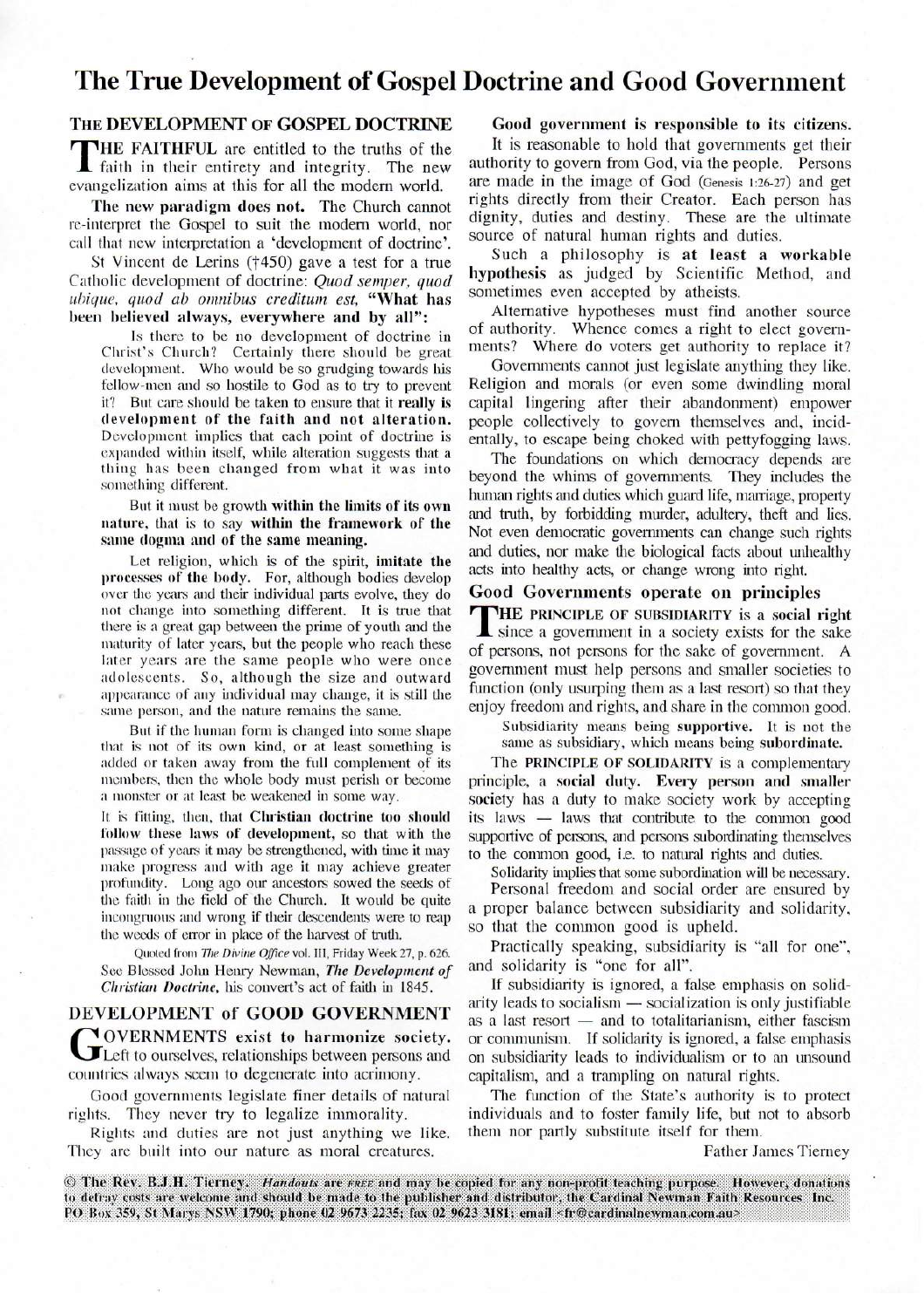# The True Development of Gospel Doctrine and Good Government

## The Development of Gospel Doctrine

**THE FAITHFUL** are entitled to the truths of the faith in their entirety and integrity. The new evangelization aims at this for all the modern world.

**The new paradigm does not.** The Church cannot re-interpret the Gospel to suit the modern world, nor call that new interpretation a 'development of doctrine'.

St Vincent de Lerins (†450) gave a test for a true Catholic development of doctrine: *Quod semper, quod ubique, quod ab omnibus creditum est,* **"What has been believed always, everywhere and by all":**

> Is there to be no development of doctrine in Christ's Church? Certainly there should be great development. Who would be so grudging towards his fellow-men and so hostile to God as to try to prevent it? But care should be taken to ensure that it **really is development of the faith and not alteration.** Development implies that each point of doctrine is expanded within itself, while alteration suggests that a thing has been changed from what it was into something different.
>
> But it must be growth **within the limits of its own nature,** that is to say **within the framework of the same dogma and of the same meaning.**
>
> Let religion, which is of the spirit, **imitate the processes of the body.** For, although bodies develop over the years and their individual parts evolve, they do not change into something different. It is true that there is a great gap between the prime of youth and the maturity of later years, but the people who reach these later years are the same people who were once adolescents. So, although the size and outward appearance of any individual may change, it is still the same person, and the nature remains the same.
>
> But if the human form is changed into some shape that is not of its own kind, or at least something is added or taken away from the full complement of its members, then the whole body must perish or become a monster or at least be weakened in some way.
>
> It is fitting, then, that **Christian doctrine too should follow these laws of development,** so that with the passage of years it may be strengthened, with time it may make progress and with age it may achieve greater profundity. Long ago our ancestors sowed the seeds of the faith in the field of the Church. It would be quite incongruous and wrong if their descendents were to reap the weeds of error in place of the harvest of truth.
>
> Quoted from *The Divine Office* vol. III, Friday Week 27, p. 626.

See Blessed John Henry Newman, ***The Development of Christian Doctrine***, his convert's act of faith in 1845.

## DEVELOPMENT of GOOD GOVERNMENT

**GOVERNMENTS exist to harmonize society.** Left to ourselves, relationships between persons and countries always seem to degenerate into acrimony.

Good governments legislate finer details of natural rights. They never try to legalize immorality.

Rights and duties are not just anything we like. They are built into our nature as moral creatures.

**Good government is responsible to its citizens.**

It is reasonable to hold that governments get their authority to govern from God, via the people. Persons are made in the image of God (Genesis 1:26-27) and get rights directly from their Creator. Each person has dignity, duties and destiny. These are the ultimate source of natural human rights and duties.

Such a philosophy is **at least a workable hypothesis** as judged by Scientific Method, and sometimes even accepted by atheists.

Alternative hypotheses must find another source of authority. Whence comes a right to elect governments? Where do voters get authority to replace it?

Governments cannot just legislate anything they like. Religion and morals (or even some dwindling moral capital lingering after their abandonment) empower people collectively to govern themselves and, incidentally, to escape being choked with pettyfogging laws.

The foundations on which democracy depends are beyond the whims of governments. They includes the human rights and duties which guard life, marriage, property and truth, by forbidding murder, adultery, theft and lies. Not even democratic governments can change such rights and duties, nor make the biological facts about unhealthy acts into healthy acts, or change wrong into right.

### Good Governments operate on principles

**THE PRINCIPLE OF SUBSIDIARITY is a social right** since a government in a society exists for the sake of persons, not persons for the sake of government. A government must help persons and smaller societies to function (only usurping them as a last resort) so that they enjoy freedom and rights, and share in the common good.

> Subsidiarity means being **supportive.** It is not the same as subsidiary, which means being **subordinate.**

The **PRINCIPLE OF SOLIDARITY** is a complementary principle, a **social duty. Every person and smaller society** has a duty to make society work by accepting its laws — laws that contribute to the common good supportive of persons, and persons subordinating themselves to the common good, i.e. to natural rights and duties.

> Solidarity implies that some subordination will be necessary.

Personal freedom and social order are ensured by a proper balance between subsidiarity and solidarity, so that the common good is upheld.

Practically speaking, subsidiarity is "all for one", and solidarity is "one for all".

If subsidiarity is ignored, a false emphasis on solidarity leads to socialism — socialization is only justifiable as a last resort — and to totalitarianism, either fascism or communism. If solidarity is ignored, a false emphasis on subsidiarity leads to individualism or to an unsound capitalism, and a trampling on natural rights.

The function of the State's authority is to protect individuals and to foster family life, but not to absorb them nor partly substitute itself for them.

Father James Tierney

© The Rev. B.J.H. Tierney. *Handouts* are FREE and may be copied for any non-profit teaching purpose. However, donations to defray costs are welcome and should be made to the publisher and distributor, the Cardinal Newman Faith Resources Inc. PO Box 359, St Marys NSW 1790; phone 02 9673 2235; fax 02 9623 3181; email <fr@cardinalnewman.com.au>